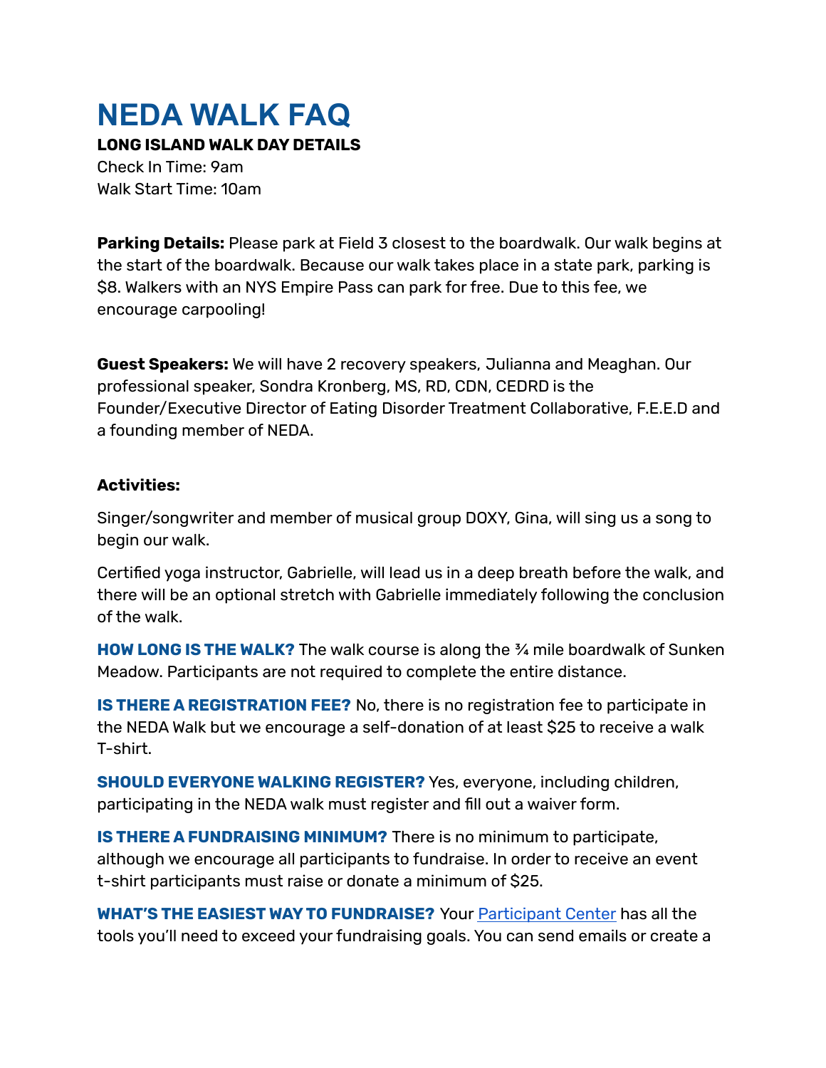# NEDA WALK FAQ

**LONG ISLAND WALK DAY DETAILS**

Check In Time: 9am
Walk Start Time: 10am

**Parking Details:** Please park at Field 3 closest to the boardwalk. Our walk begins at the start of the boardwalk. Because our walk takes place in a state park, parking is $8. Walkers with an NYS Empire Pass can park for free. Due to this fee, we encourage carpooling!

**Guest Speakers:** We will have 2 recovery speakers, Julianna and Meaghan. Our professional speaker, Sondra Kronberg, MS, RD, CDN, CEDRD is the Founder/Executive Director of Eating Disorder Treatment Collaborative, F.E.E.D and a founding member of NEDA.

**Activities:**

Singer/songwriter and member of musical group DOXY, Gina, will sing us a song to begin our walk.

Certified yoga instructor, Gabrielle, will lead us in a deep breath before the walk, and there will be an optional stretch with Gabrielle immediately following the conclusion of the walk.

**HOW LONG IS THE WALK?** The walk course is along the ¾ mile boardwalk of Sunken Meadow. Participants are not required to complete the entire distance.

**IS THERE A REGISTRATION FEE?** No, there is no registration fee to participate in the NEDA Walk but we encourage a self-donation of at least $25 to receive a walk T-shirt.

**SHOULD EVERYONE WALKING REGISTER?** Yes, everyone, including children, participating in the NEDA walk must register and fill out a waiver form.

**IS THERE A FUNDRAISING MINIMUM?** There is no minimum to participate, although we encourage all participants to fundraise. In order to receive an event t-shirt participants must raise or donate a minimum of $25.

**WHAT'S THE EASIEST WAY TO FUNDRAISE?** Your Participant Center has all the tools you'll need to exceed your fundraising goals. You can send emails or create a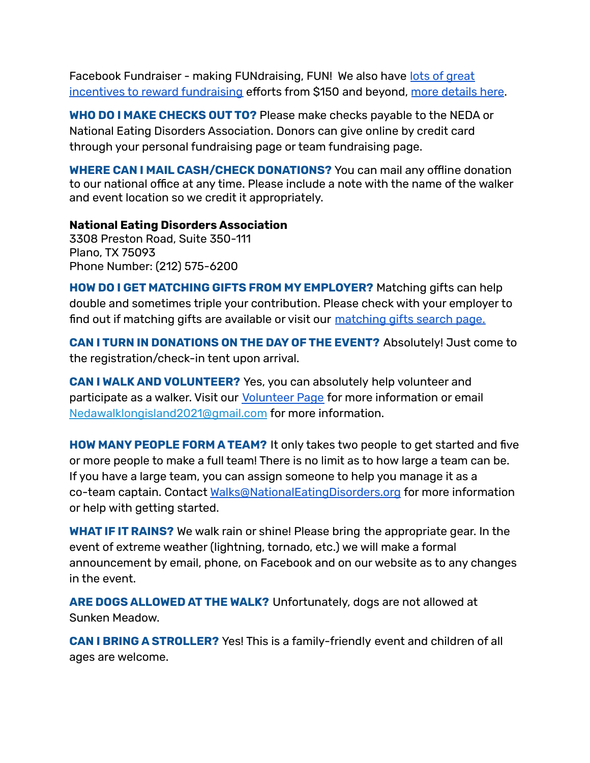Facebook Fundraiser - making FUNdraising, FUN! We also have lots of great incentives to reward fundraising efforts from $150 and beyond, more details here.

**WHO DO I MAKE CHECKS OUT TO?** Please make checks payable to the NEDA or National Eating Disorders Association. Donors can give online by credit card through your personal fundraising page or team fundraising page.

**WHERE CAN I MAIL CASH/CHECK DONATIONS?** You can mail any offline donation to our national office at any time. Please include a note with the name of the walker and event location so we credit it appropriately.

**National Eating Disorders Association**
3308 Preston Road, Suite 350-111
Plano, TX 75093
Phone Number: (212) 575-6200

**HOW DO I GET MATCHING GIFTS FROM MY EMPLOYER?** Matching gifts can help double and sometimes triple your contribution. Please check with your employer to find out if matching gifts are available or visit our matching gifts search page.

**CAN I TURN IN DONATIONS ON THE DAY OF THE EVENT?** Absolutely! Just come to the registration/check-in tent upon arrival.

**CAN I WALK AND VOLUNTEER?** Yes, you can absolutely help volunteer and participate as a walker. Visit our Volunteer Page for more information or email Nedawalklongisland2021@gmail.com for more information.

**HOW MANY PEOPLE FORM A TEAM?** It only takes two people to get started and five or more people to make a full team! There is no limit as to how large a team can be. If you have a large team, you can assign someone to help you manage it as a co-team captain. Contact Walks@NationalEatingDisorders.org for more information or help with getting started.

**WHAT IF IT RAINS?** We walk rain or shine! Please bring the appropriate gear. In the event of extreme weather (lightning, tornado, etc.) we will make a formal announcement by email, phone, on Facebook and on our website as to any changes in the event.

**ARE DOGS ALLOWED AT THE WALK?** Unfortunately, dogs are not allowed at Sunken Meadow.

**CAN I BRING A STROLLER?** Yes! This is a family-friendly event and children of all ages are welcome.